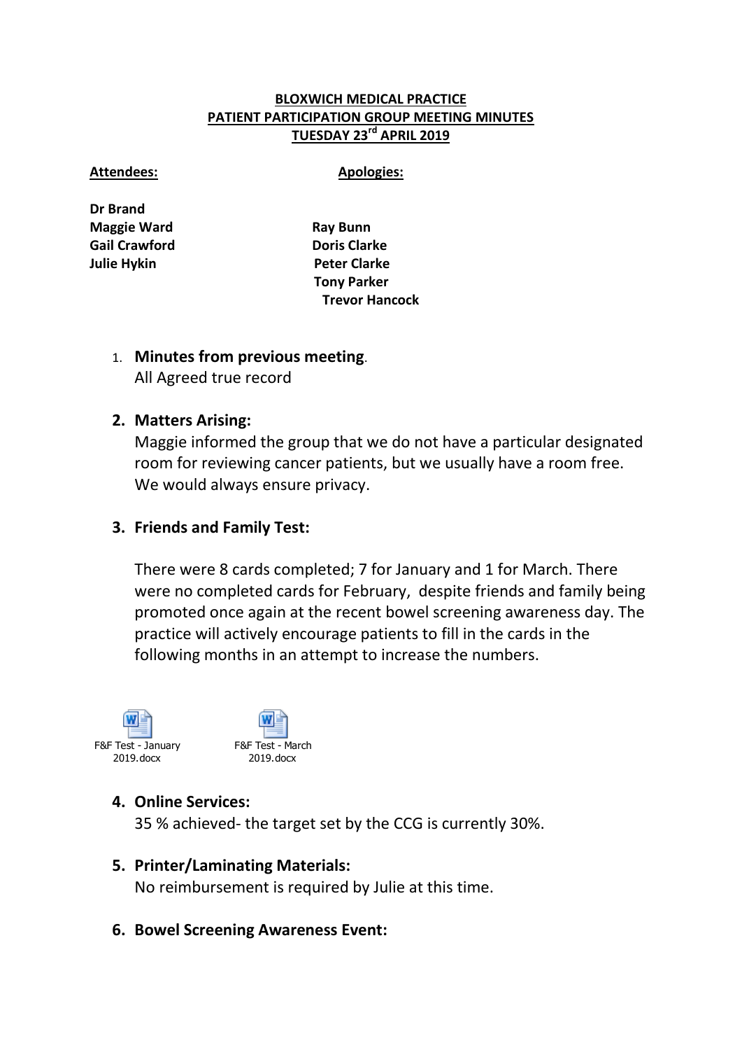**BLOXWICH MEDICAL PRACTICE**
**PATIENT PARTICIPATION GROUP MEETING MINUTES**
**TUESDAY 23rd APRIL 2019**

| **Attendees:** | **Apologies:** |
| --- | --- |
| **Dr Brand** | |
| **Maggie Ward** | **Ray Bunn** |
| **Gail Crawford** | **Doris Clarke** |
| **Julie Hykin** | **Peter Clarke** |
| | **Tony Parker** |
| | **Trevor Hancock** |

1. **Minutes from previous meeting**.
   All Agreed true record

2. **Matters Arising:**
   Maggie informed the group that we do not have a particular designated room for reviewing cancer patients, but we usually have a room free. We would always ensure privacy.

3. **Friends and Family Test:**

   There were 8 cards completed; 7 for January and 1 for March. There were no completed cards for February, despite friends and family being promoted once again at the recent bowel screening awareness day. The practice will actively encourage patients to fill in the cards in the following months in an attempt to increase the numbers.

F&F Test - January 2019.docx

F&F Test - March 2019.docx

4. **Online Services:**
   35 % achieved- the target set by the CCG is currently 30%.

5. **Printer/Laminating Materials:**
   No reimbursement is required by Julie at this time.

6. **Bowel Screening Awareness Event:**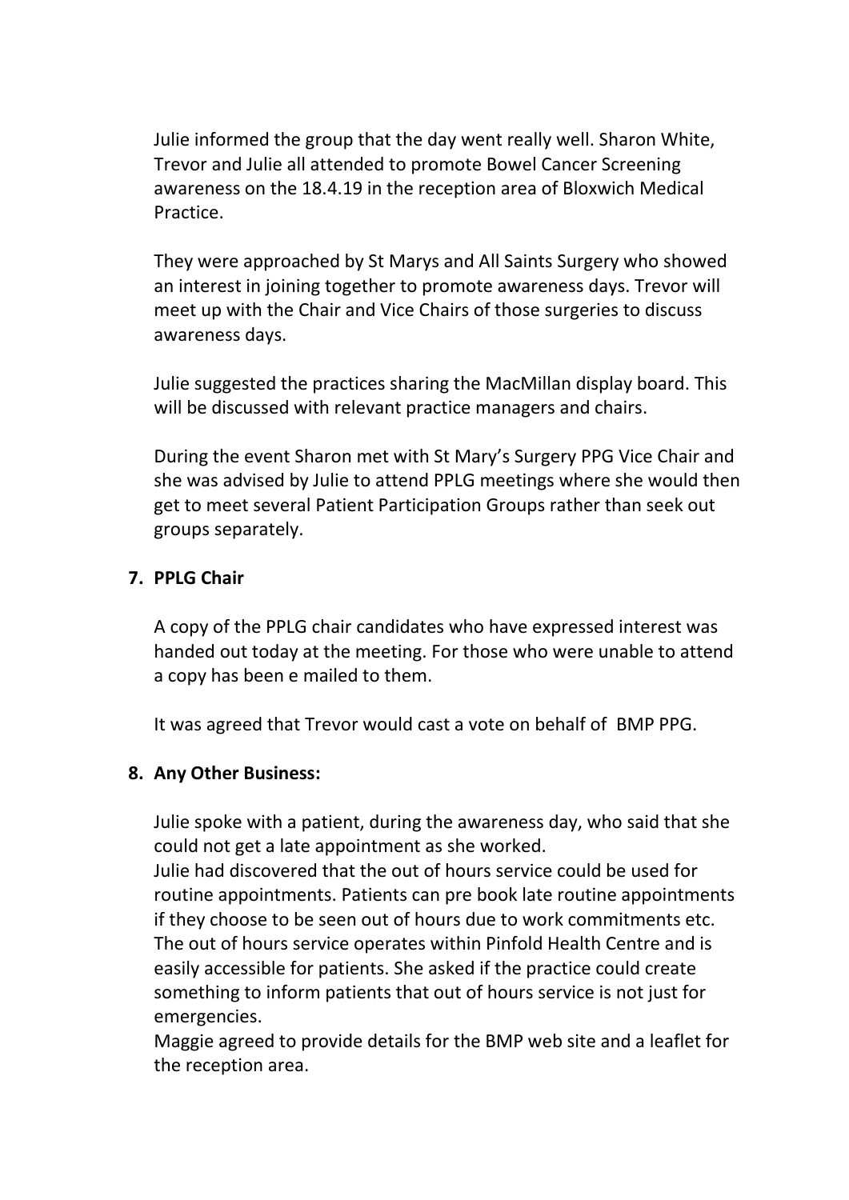Julie informed the group that the day went really well. Sharon White, Trevor and Julie all attended to promote Bowel Cancer Screening awareness on the 18.4.19 in the reception area of Bloxwich Medical Practice.

They were approached by St Marys and All Saints Surgery who showed an interest in joining together to promote awareness days. Trevor will meet up with the Chair and Vice Chairs of those surgeries to discuss awareness days.

Julie suggested the practices sharing the MacMillan display board. This will be discussed with relevant practice managers and chairs.

During the event Sharon met with St Mary's Surgery PPG Vice Chair and she was advised by Julie to attend PPLG meetings where she would then get to meet several Patient Participation Groups rather than seek out groups separately.

**7. PPLG Chair**

A copy of the PPLG chair candidates who have expressed interest was handed out today at the meeting. For those who were unable to attend a copy has been e mailed to them.

It was agreed that Trevor would cast a vote on behalf of BMP PPG.

**8. Any Other Business:**

Julie spoke with a patient, during the awareness day, who said that she could not get a late appointment as she worked.
Julie had discovered that the out of hours service could be used for routine appointments. Patients can pre book late routine appointments if they choose to be seen out of hours due to work commitments etc. The out of hours service operates within Pinfold Health Centre and is easily accessible for patients. She asked if the practice could create something to inform patients that out of hours service is not just for emergencies.
Maggie agreed to provide details for the BMP web site and a leaflet for the reception area.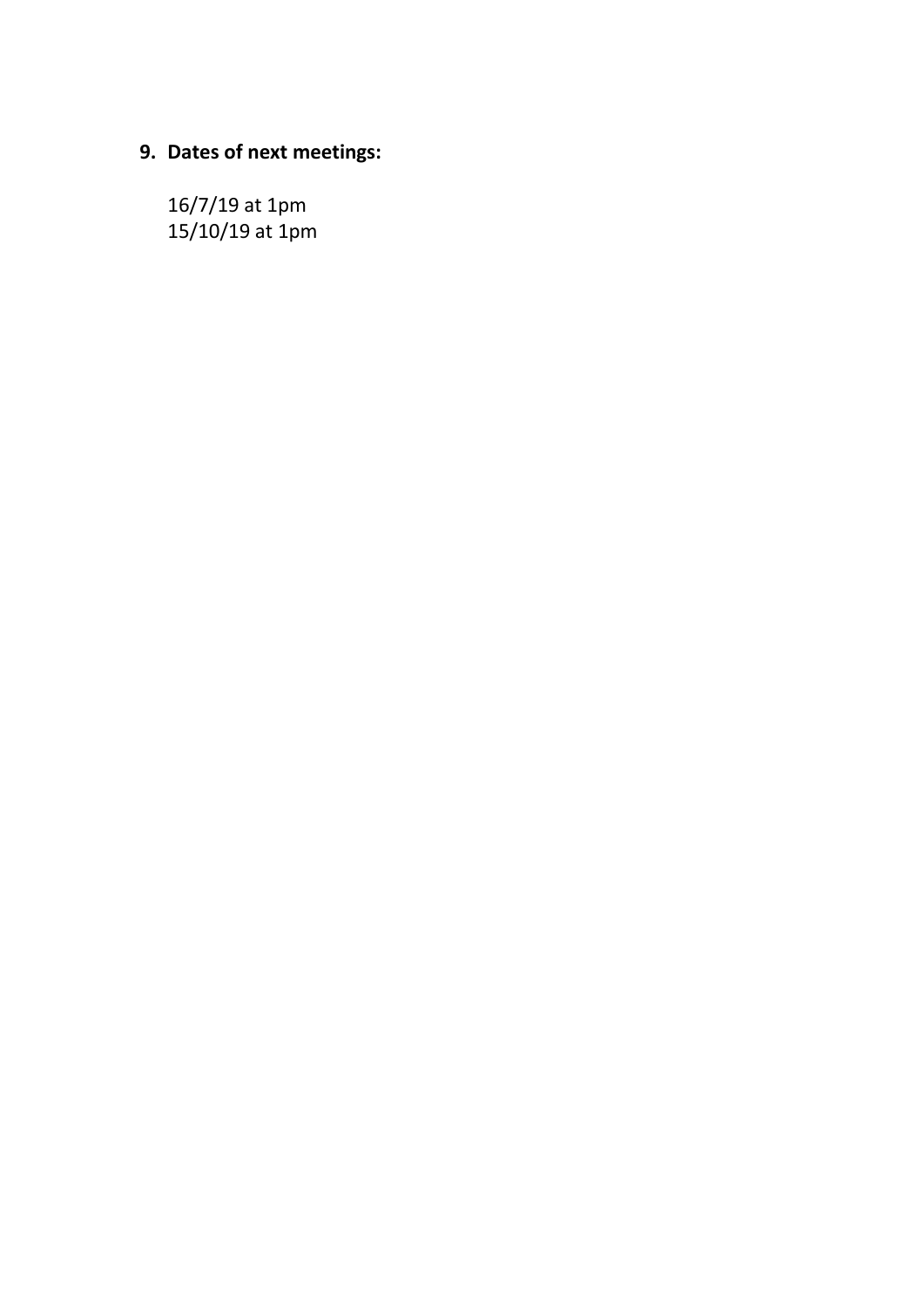**9. Dates of next meetings:**

16/7/19 at 1pm
15/10/19 at 1pm